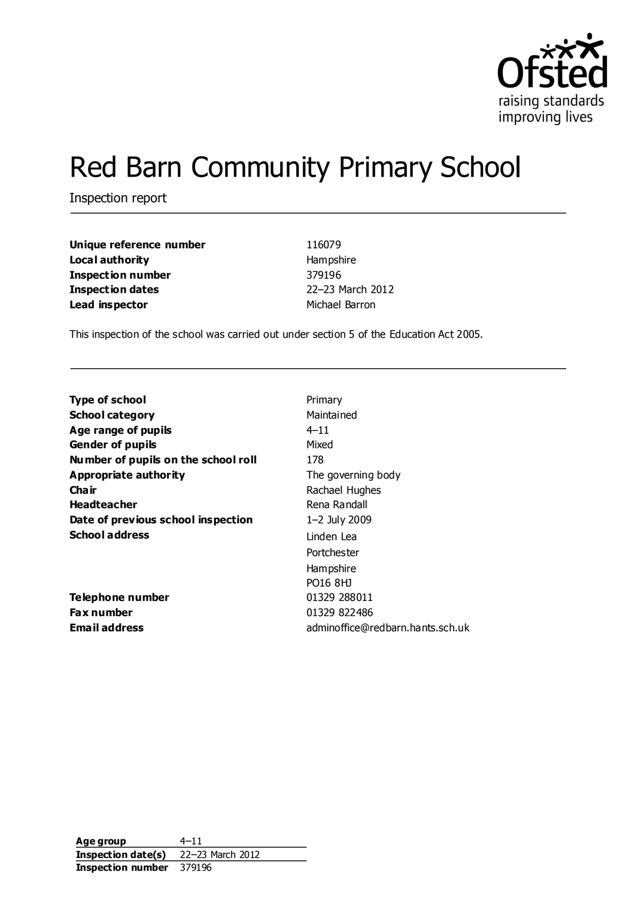Ofsted
raising standards
improving lives

# Red Barn Community Primary School

Inspection report

| | |
|---|---|
| **Unique reference number** | 116079 |
| **Local authority** | Hampshire |
| **Inspection number** | 379196 |
| **Inspection dates** | 22–23 March 2012 |
| **Lead inspector** | Michael Barron |

This inspection of the school was carried out under section 5 of the Education Act 2005.

| | |
|---|---|
| **Type of school** | Primary |
| **School category** | Maintained |
| **Age range of pupils** | 4–11 |
| **Gender of pupils** | Mixed |
| **Number of pupils on the school roll** | 178 |
| **Appropriate authority** | The governing body |
| **Chair** | Rachael Hughes |
| **Headteacher** | Rena Randall |
| **Date of previous school inspection** | 1–2 July 2009 |
| **School address** | Linden Lea<br>Portchester<br>Hampshire<br>PO16 8HJ |
| **Telephone number** | 01329 288011 |
| **Fax number** | 01329 822486 |
| **Email address** | adminoffice@redbarn.hants.sch.uk |

| | |
|---|---|
| **Age group** | 4–11 |
| **Inspection date(s)** | 22–23 March 2012 |
| **Inspection number** | 379196 |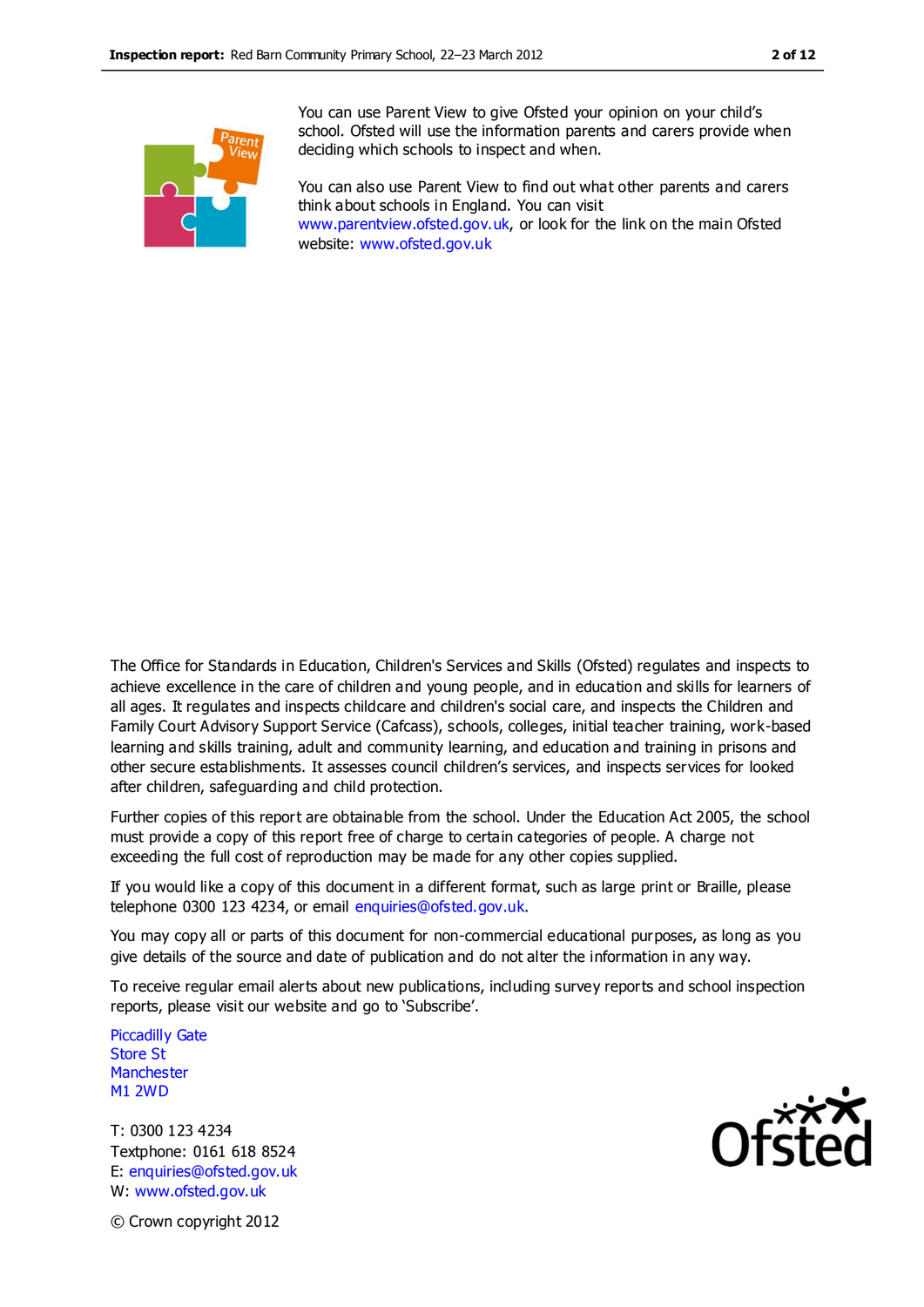You can use Parent View to give Ofsted your opinion on your child's school. Ofsted will use the information parents and carers provide when deciding which schools to inspect and when.

You can also use Parent View to find out what other parents and carers think about schools in England. You can visit www.parentview.ofsted.gov.uk, or look for the link on the main Ofsted website: www.ofsted.gov.uk

The Office for Standards in Education, Children's Services and Skills (Ofsted) regulates and inspects to achieve excellence in the care of children and young people, and in education and skills for learners of all ages. It regulates and inspects childcare and children's social care, and inspects the Children and Family Court Advisory Support Service (Cafcass), schools, colleges, initial teacher training, work-based learning and skills training, adult and community learning, and education and training in prisons and other secure establishments. It assesses council children's services, and inspects services for looked after children, safeguarding and child protection.

Further copies of this report are obtainable from the school. Under the Education Act 2005, the school must provide a copy of this report free of charge to certain categories of people. A charge not exceeding the full cost of reproduction may be made for any other copies supplied.

If you would like a copy of this document in a different format, such as large print or Braille, please telephone 0300 123 4234, or email enquiries@ofsted.gov.uk.

You may copy all or parts of this document for non-commercial educational purposes, as long as you give details of the source and date of publication and do not alter the information in any way.

To receive regular email alerts about new publications, including survey reports and school inspection reports, please visit our website and go to 'Subscribe'.

Piccadilly Gate
Store St
Manchester
M1 2WD

T: 0300 123 4234
Textphone: 0161 618 8524
E: enquiries@ofsted.gov.uk
W: www.ofsted.gov.uk

© Crown copyright 2012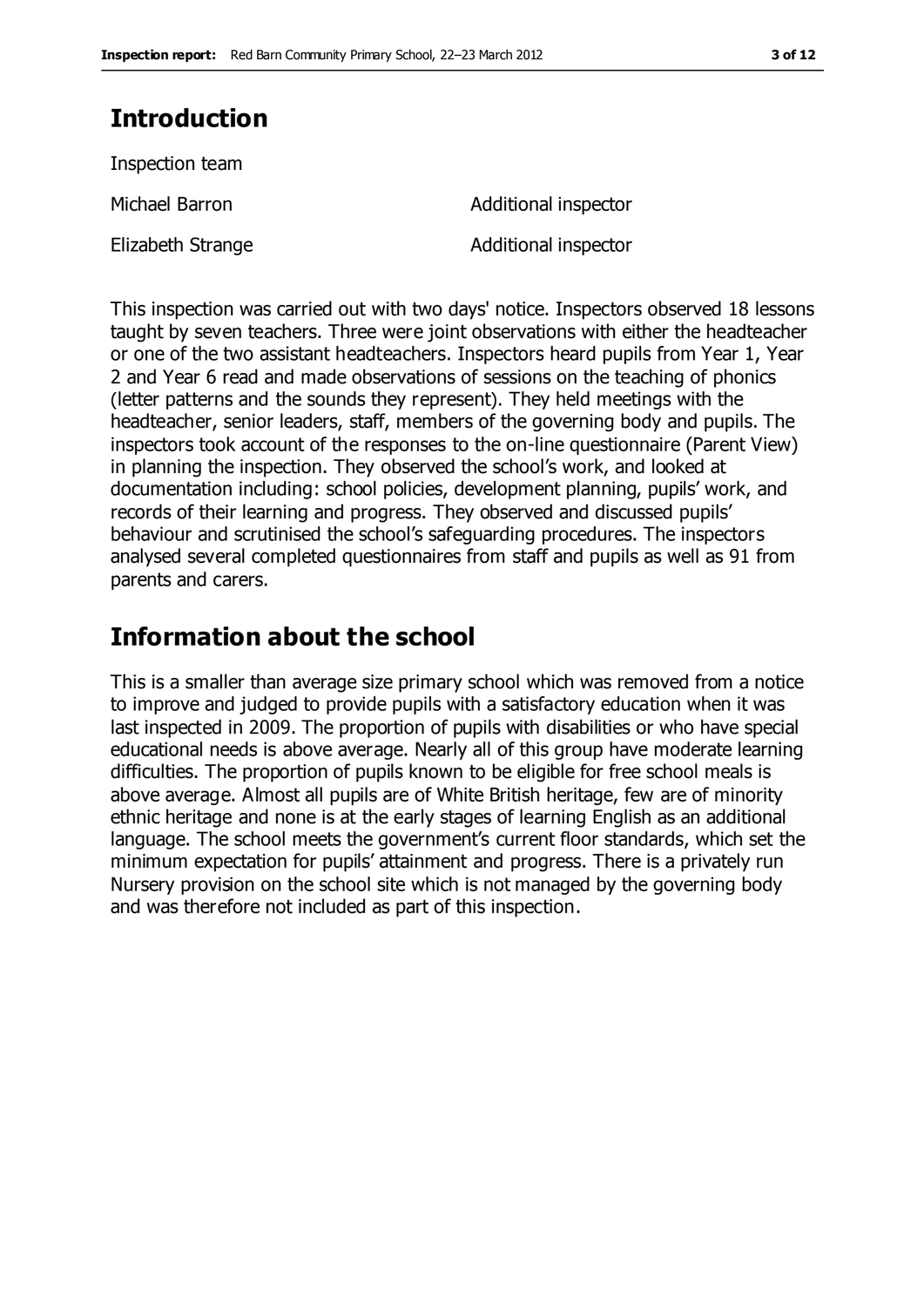## Introduction

Inspection team

| | |
|---|---|
| Michael Barron | Additional inspector |
| Elizabeth Strange | Additional inspector |

This inspection was carried out with two days' notice. Inspectors observed 18 lessons taught by seven teachers. Three were joint observations with either the headteacher or one of the two assistant headteachers. Inspectors heard pupils from Year 1, Year 2 and Year 6 read and made observations of sessions on the teaching of phonics (letter patterns and the sounds they represent). They held meetings with the headteacher, senior leaders, staff, members of the governing body and pupils. The inspectors took account of the responses to the on-line questionnaire (Parent View) in planning the inspection. They observed the school's work, and looked at documentation including: school policies, development planning, pupils' work, and records of their learning and progress. They observed and discussed pupils' behaviour and scrutinised the school's safeguarding procedures. The inspectors analysed several completed questionnaires from staff and pupils as well as 91 from parents and carers.

## Information about the school

This is a smaller than average size primary school which was removed from a notice to improve and judged to provide pupils with a satisfactory education when it was last inspected in 2009. The proportion of pupils with disabilities or who have special educational needs is above average. Nearly all of this group have moderate learning difficulties. The proportion of pupils known to be eligible for free school meals is above average. Almost all pupils are of White British heritage, few are of minority ethnic heritage and none is at the early stages of learning English as an additional language. The school meets the government's current floor standards, which set the minimum expectation for pupils' attainment and progress. There is a privately run Nursery provision on the school site which is not managed by the governing body and was therefore not included as part of this inspection.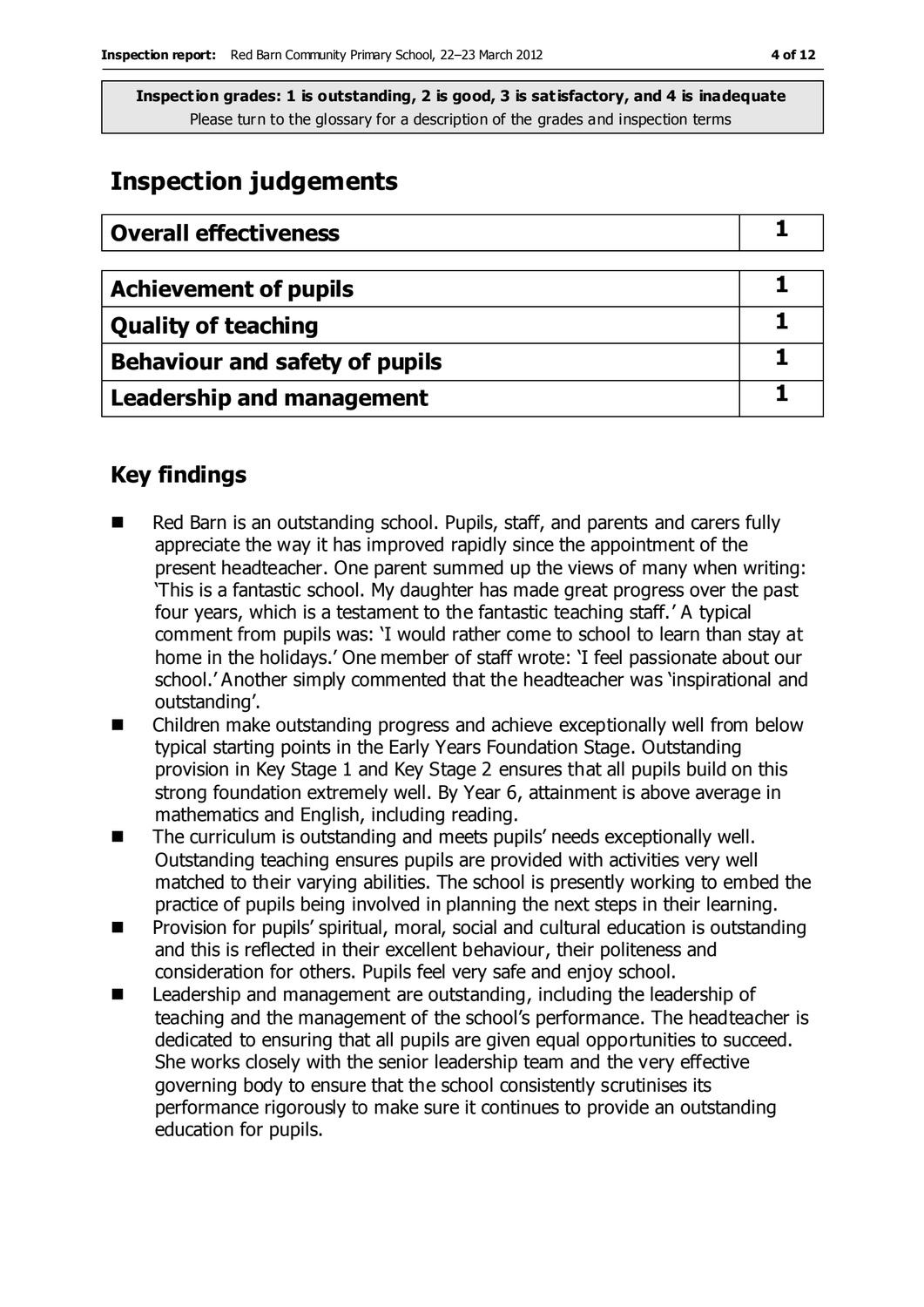**Inspection grades: 1 is outstanding, 2 is good, 3 is satisfactory, and 4 is inadequate**
Please turn to the glossary for a description of the grades and inspection terms

## Inspection judgements

| Overall effectiveness | 1 |
|---|---|

| Achievement of pupils | 1 |
|---|---|
| Quality of teaching | 1 |
| Behaviour and safety of pupils | 1 |
| Leadership and management | 1 |

## Key findings

- Red Barn is an outstanding school. Pupils, staff, and parents and carers fully appreciate the way it has improved rapidly since the appointment of the present headteacher. One parent summed up the views of many when writing: 'This is a fantastic school. My daughter has made great progress over the past four years, which is a testament to the fantastic teaching staff.' A typical comment from pupils was: 'I would rather come to school to learn than stay at home in the holidays.' One member of staff wrote: 'I feel passionate about our school.' Another simply commented that the headteacher was 'inspirational and outstanding'.
- Children make outstanding progress and achieve exceptionally well from below typical starting points in the Early Years Foundation Stage. Outstanding provision in Key Stage 1 and Key Stage 2 ensures that all pupils build on this strong foundation extremely well. By Year 6, attainment is above average in mathematics and English, including reading.
- The curriculum is outstanding and meets pupils' needs exceptionally well. Outstanding teaching ensures pupils are provided with activities very well matched to their varying abilities. The school is presently working to embed the practice of pupils being involved in planning the next steps in their learning.
- Provision for pupils' spiritual, moral, social and cultural education is outstanding and this is reflected in their excellent behaviour, their politeness and consideration for others. Pupils feel very safe and enjoy school.
- Leadership and management are outstanding, including the leadership of teaching and the management of the school's performance. The headteacher is dedicated to ensuring that all pupils are given equal opportunities to succeed. She works closely with the senior leadership team and the very effective governing body to ensure that the school consistently scrutinises its performance rigorously to make sure it continues to provide an outstanding education for pupils.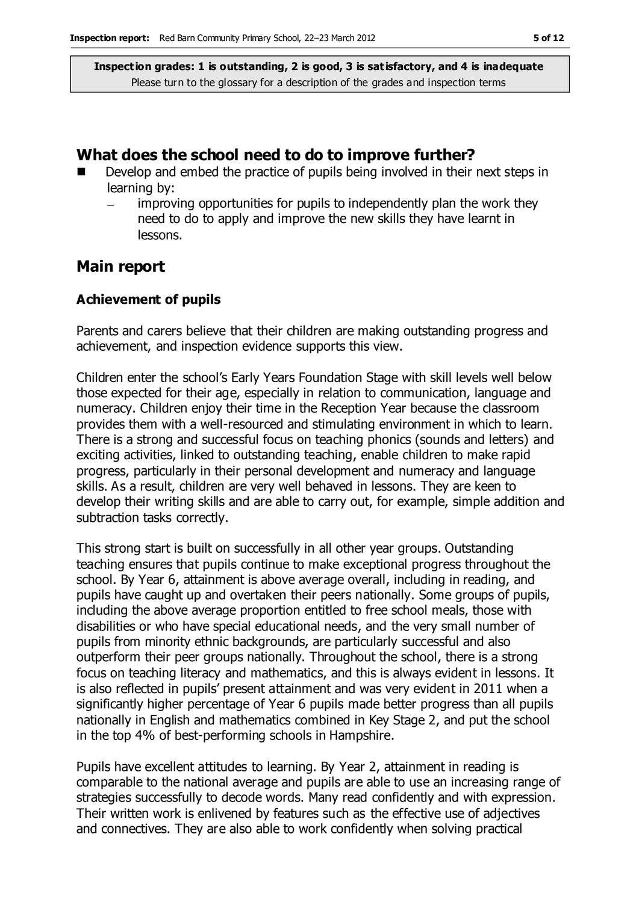**Inspection grades: 1 is outstanding, 2 is good, 3 is satisfactory, and 4 is inadequate**
Please turn to the glossary for a description of the grades and inspection terms

## What does the school need to do to improve further?

- Develop and embed the practice of pupils being involved in their next steps in learning by:
  - improving opportunities for pupils to independently plan the work they need to do to apply and improve the new skills they have learnt in lessons.

## Main report

### Achievement of pupils

Parents and carers believe that their children are making outstanding progress and achievement, and inspection evidence supports this view.

Children enter the school's Early Years Foundation Stage with skill levels well below those expected for their age, especially in relation to communication, language and numeracy. Children enjoy their time in the Reception Year because the classroom provides them with a well-resourced and stimulating environment in which to learn. There is a strong and successful focus on teaching phonics (sounds and letters) and exciting activities, linked to outstanding teaching, enable children to make rapid progress, particularly in their personal development and numeracy and language skills. As a result, children are very well behaved in lessons. They are keen to develop their writing skills and are able to carry out, for example, simple addition and subtraction tasks correctly.

This strong start is built on successfully in all other year groups. Outstanding teaching ensures that pupils continue to make exceptional progress throughout the school. By Year 6, attainment is above average overall, including in reading, and pupils have caught up and overtaken their peers nationally. Some groups of pupils, including the above average proportion entitled to free school meals, those with disabilities or who have special educational needs, and the very small number of pupils from minority ethnic backgrounds, are particularly successful and also outperform their peer groups nationally. Throughout the school, there is a strong focus on teaching literacy and mathematics, and this is always evident in lessons. It is also reflected in pupils' present attainment and was very evident in 2011 when a significantly higher percentage of Year 6 pupils made better progress than all pupils nationally in English and mathematics combined in Key Stage 2, and put the school in the top 4% of best-performing schools in Hampshire.

Pupils have excellent attitudes to learning. By Year 2, attainment in reading is comparable to the national average and pupils are able to use an increasing range of strategies successfully to decode words. Many read confidently and with expression. Their written work is enlivened by features such as the effective use of adjectives and connectives. They are also able to work confidently when solving practical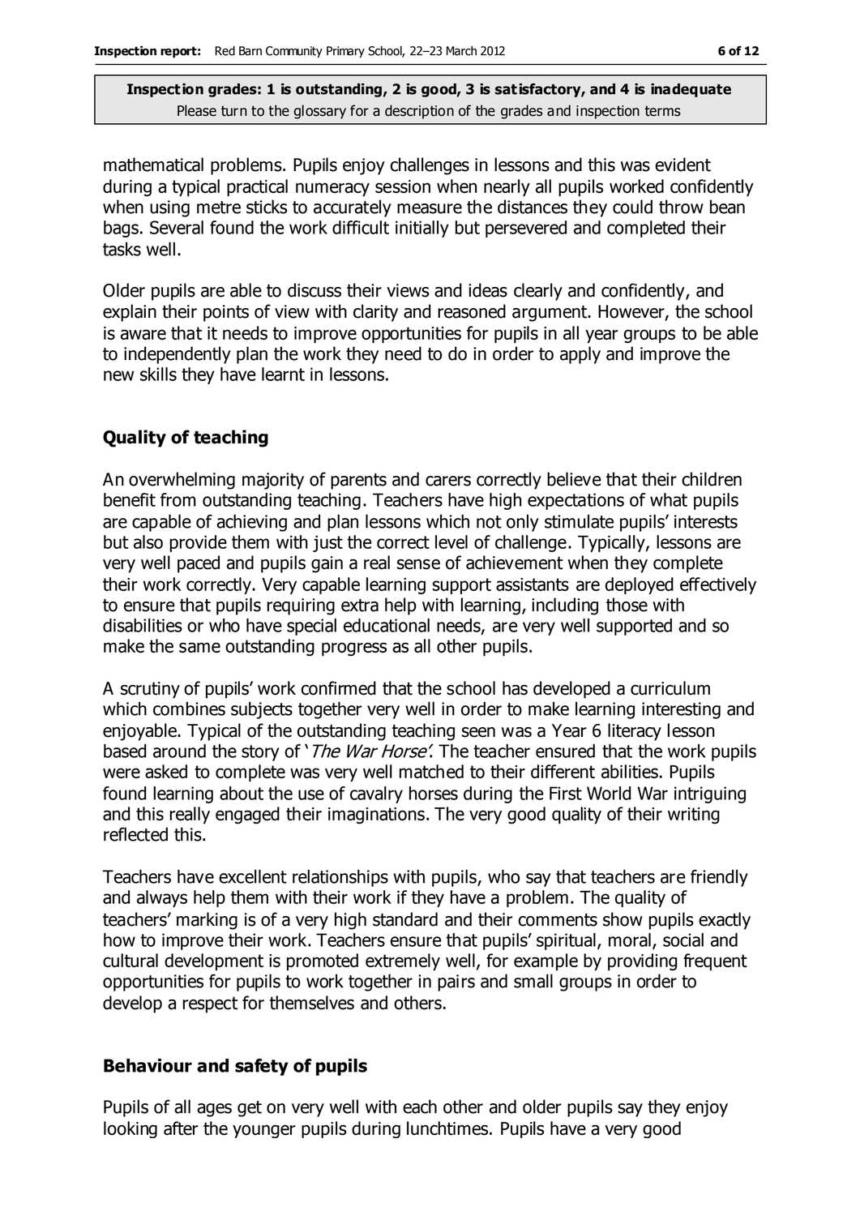mathematical problems. Pupils enjoy challenges in lessons and this was evident during a typical practical numeracy session when nearly all pupils worked confidently when using metre sticks to accurately measure the distances they could throw bean bags. Several found the work difficult initially but persevered and completed their tasks well.

Older pupils are able to discuss their views and ideas clearly and confidently, and explain their points of view with clarity and reasoned argument. However, the school is aware that it needs to improve opportunities for pupils in all year groups to be able to independently plan the work they need to do in order to apply and improve the new skills they have learnt in lessons.

### Quality of teaching

An overwhelming majority of parents and carers correctly believe that their children benefit from outstanding teaching. Teachers have high expectations of what pupils are capable of achieving and plan lessons which not only stimulate pupils' interests but also provide them with just the correct level of challenge. Typically, lessons are very well paced and pupils gain a real sense of achievement when they complete their work correctly. Very capable learning support assistants are deployed effectively to ensure that pupils requiring extra help with learning, including those with disabilities or who have special educational needs, are very well supported and so make the same outstanding progress as all other pupils.

A scrutiny of pupils' work confirmed that the school has developed a curriculum which combines subjects together very well in order to make learning interesting and enjoyable. Typical of the outstanding teaching seen was a Year 6 literacy lesson based around the story of '*The War Horse*'. The teacher ensured that the work pupils were asked to complete was very well matched to their different abilities. Pupils found learning about the use of cavalry horses during the First World War intriguing and this really engaged their imaginations. The very good quality of their writing reflected this.

Teachers have excellent relationships with pupils, who say that teachers are friendly and always help them with their work if they have a problem. The quality of teachers' marking is of a very high standard and their comments show pupils exactly how to improve their work. Teachers ensure that pupils' spiritual, moral, social and cultural development is promoted extremely well, for example by providing frequent opportunities for pupils to work together in pairs and small groups in order to develop a respect for themselves and others.

### Behaviour and safety of pupils

Pupils of all ages get on very well with each other and older pupils say they enjoy looking after the younger pupils during lunchtimes. Pupils have a very good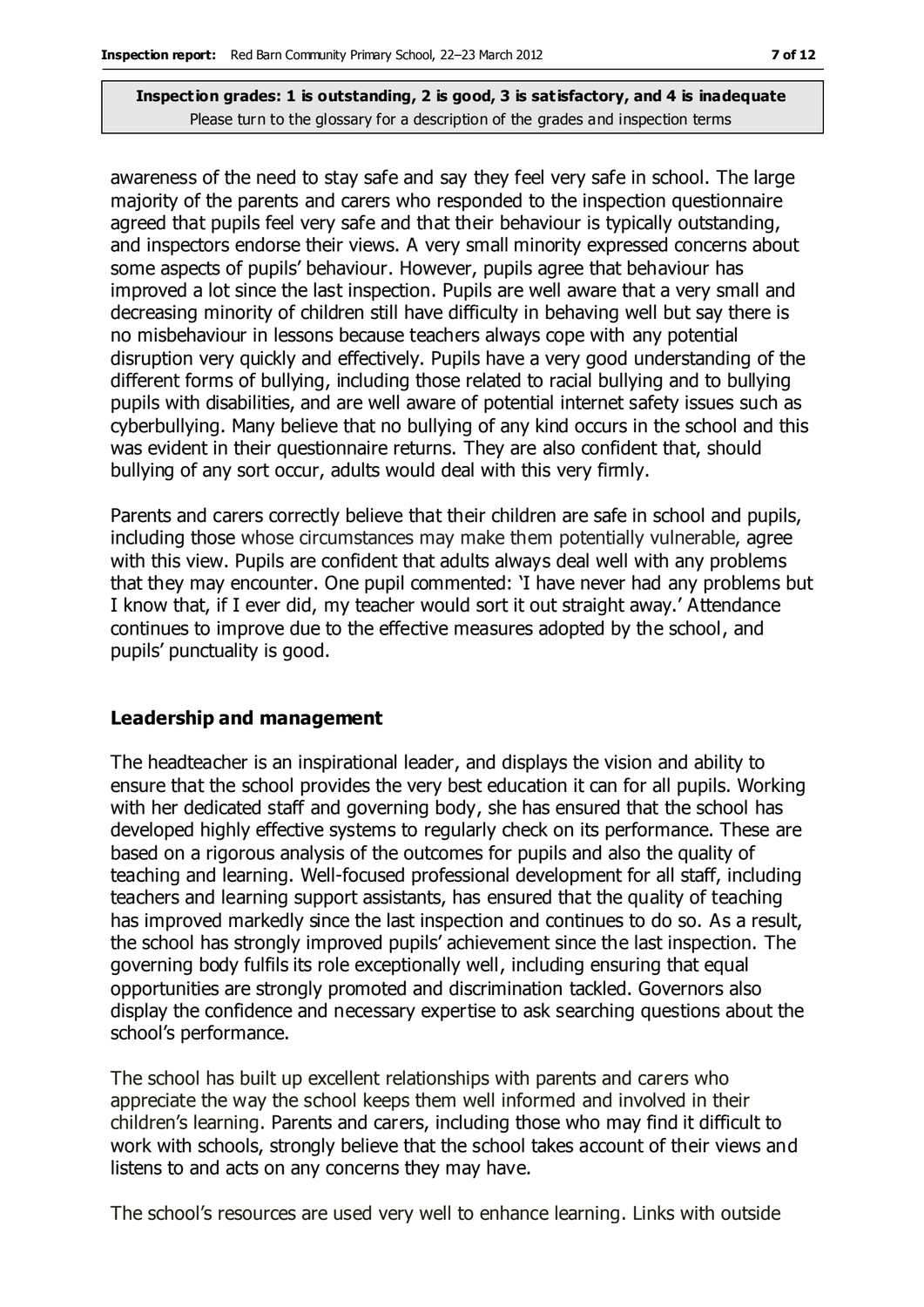awareness of the need to stay safe and say they feel very safe in school. The large majority of the parents and carers who responded to the inspection questionnaire agreed that pupils feel very safe and that their behaviour is typically outstanding, and inspectors endorse their views. A very small minority expressed concerns about some aspects of pupils' behaviour. However, pupils agree that behaviour has improved a lot since the last inspection. Pupils are well aware that a very small and decreasing minority of children still have difficulty in behaving well but say there is no misbehaviour in lessons because teachers always cope with any potential disruption very quickly and effectively. Pupils have a very good understanding of the different forms of bullying, including those related to racial bullying and to bullying pupils with disabilities, and are well aware of potential internet safety issues such as cyberbullying. Many believe that no bullying of any kind occurs in the school and this was evident in their questionnaire returns. They are also confident that, should bullying of any sort occur, adults would deal with this very firmly.

Parents and carers correctly believe that their children are safe in school and pupils, including those whose circumstances may make them potentially vulnerable, agree with this view. Pupils are confident that adults always deal well with any problems that they may encounter. One pupil commented: 'I have never had any problems but I know that, if I ever did, my teacher would sort it out straight away.' Attendance continues to improve due to the effective measures adopted by the school, and pupils' punctuality is good.

### Leadership and management

The headteacher is an inspirational leader, and displays the vision and ability to ensure that the school provides the very best education it can for all pupils. Working with her dedicated staff and governing body, she has ensured that the school has developed highly effective systems to regularly check on its performance. These are based on a rigorous analysis of the outcomes for pupils and also the quality of teaching and learning. Well-focused professional development for all staff, including teachers and learning support assistants, has ensured that the quality of teaching has improved markedly since the last inspection and continues to do so. As a result, the school has strongly improved pupils' achievement since the last inspection. The governing body fulfils its role exceptionally well, including ensuring that equal opportunities are strongly promoted and discrimination tackled. Governors also display the confidence and necessary expertise to ask searching questions about the school's performance.

The school has built up excellent relationships with parents and carers who appreciate the way the school keeps them well informed and involved in their children's learning. Parents and carers, including those who may find it difficult to work with schools, strongly believe that the school takes account of their views and listens to and acts on any concerns they may have.

The school's resources are used very well to enhance learning. Links with outside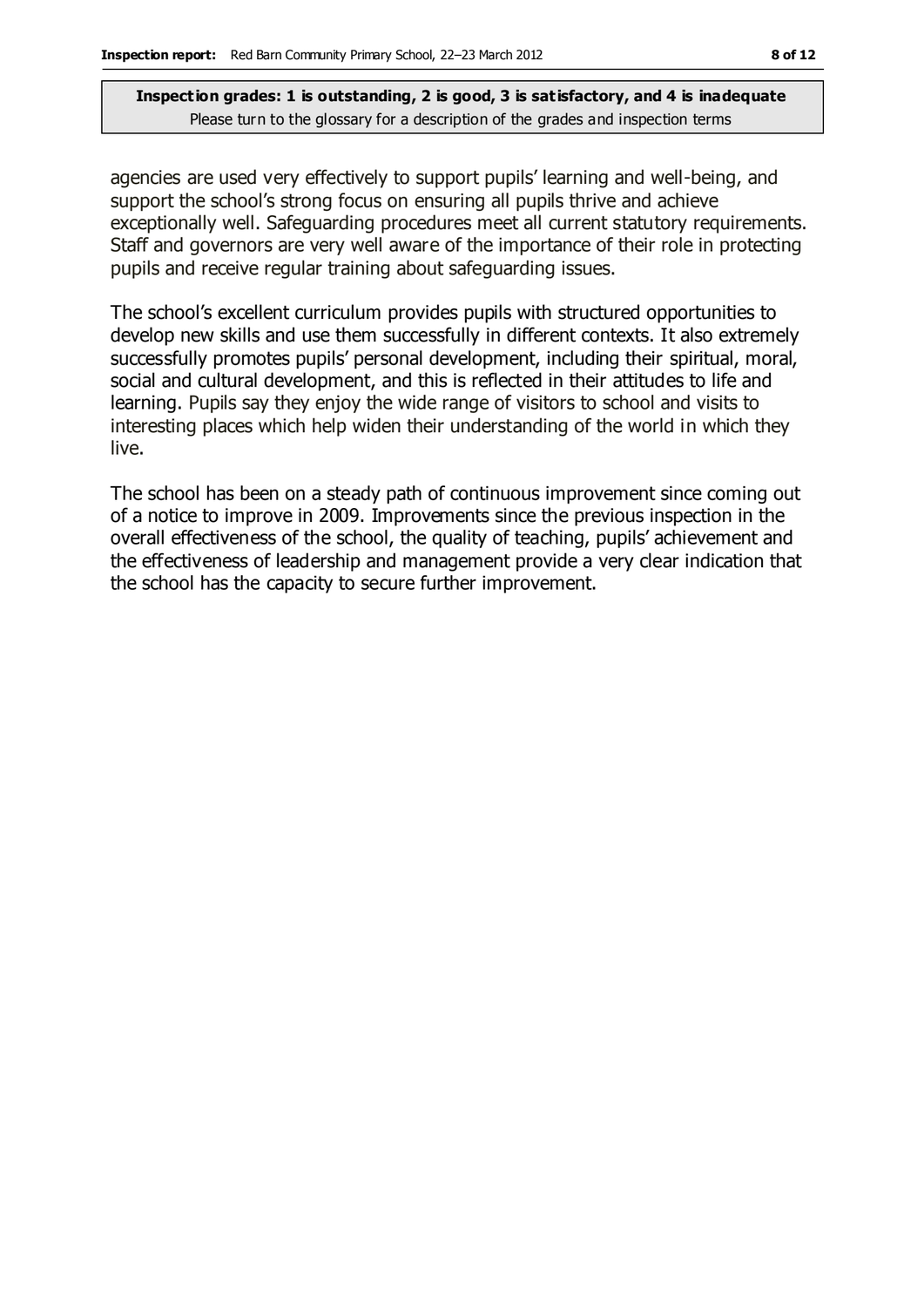**Inspection grades: 1 is outstanding, 2 is good, 3 is satisfactory, and 4 is inadequate**
Please turn to the glossary for a description of the grades and inspection terms

agencies are used very effectively to support pupils' learning and well-being, and support the school's strong focus on ensuring all pupils thrive and achieve exceptionally well. Safeguarding procedures meet all current statutory requirements. Staff and governors are very well aware of the importance of their role in protecting pupils and receive regular training about safeguarding issues.

The school's excellent curriculum provides pupils with structured opportunities to develop new skills and use them successfully in different contexts. It also extremely successfully promotes pupils' personal development, including their spiritual, moral, social and cultural development, and this is reflected in their attitudes to life and learning. Pupils say they enjoy the wide range of visitors to school and visits to interesting places which help widen their understanding of the world in which they live.

The school has been on a steady path of continuous improvement since coming out of a notice to improve in 2009. Improvements since the previous inspection in the overall effectiveness of the school, the quality of teaching, pupils' achievement and the effectiveness of leadership and management provide a very clear indication that the school has the capacity to secure further improvement.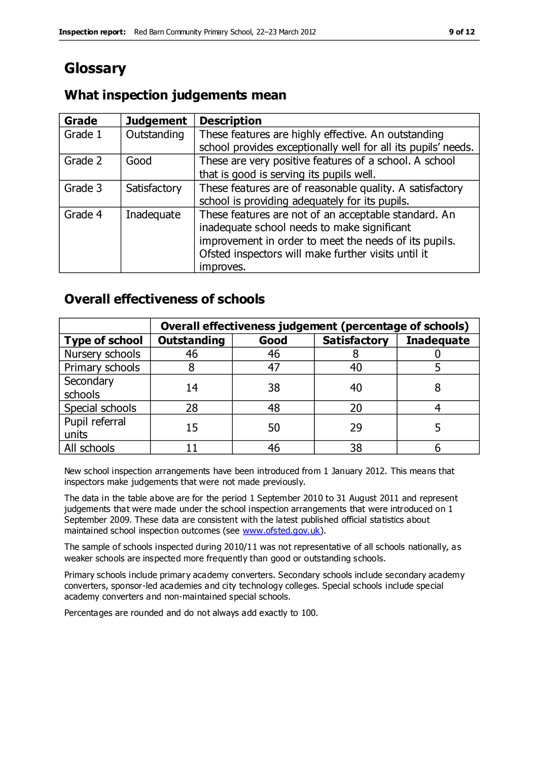# Glossary

## What inspection judgements mean

| Grade | Judgement | Description |
| --- | --- | --- |
| Grade 1 | Outstanding | These features are highly effective. An outstanding school provides exceptionally well for all its pupils' needs. |
| Grade 2 | Good | These are very positive features of a school. A school that is good is serving its pupils well. |
| Grade 3 | Satisfactory | These features are of reasonable quality. A satisfactory school is providing adequately for its pupils. |
| Grade 4 | Inadequate | These features are not of an acceptable standard. An inadequate school needs to make significant improvement in order to meet the needs of its pupils. Ofsted inspectors will make further visits until it improves. |

## Overall effectiveness of schools

| | Overall effectiveness judgement (percentage of schools) | | | |
| --- | --- | --- | --- | --- |
| **Type of school** | **Outstanding** | **Good** | **Satisfactory** | **Inadequate** |
| Nursery schools | 46 | 46 | 8 | 0 |
| Primary schools | 8 | 47 | 40 | 5 |
| Secondary schools | 14 | 38 | 40 | 8 |
| Special schools | 28 | 48 | 20 | 4 |
| Pupil referral units | 15 | 50 | 29 | 5 |
| All schools | 11 | 46 | 38 | 6 |

New school inspection arrangements have been introduced from 1 January 2012. This means that inspectors make judgements that were not made previously.

The data in the table above are for the period 1 September 2010 to 31 August 2011 and represent judgements that were made under the school inspection arrangements that were introduced on 1 September 2009. These data are consistent with the latest published official statistics about maintained school inspection outcomes (see www.ofsted.gov.uk).

The sample of schools inspected during 2010/11 was not representative of all schools nationally, as weaker schools are inspected more frequently than good or outstanding schools.

Primary schools include primary academy converters. Secondary schools include secondary academy converters, sponsor-led academies and city technology colleges. Special schools include special academy converters and non-maintained special schools.

Percentages are rounded and do not always add exactly to 100.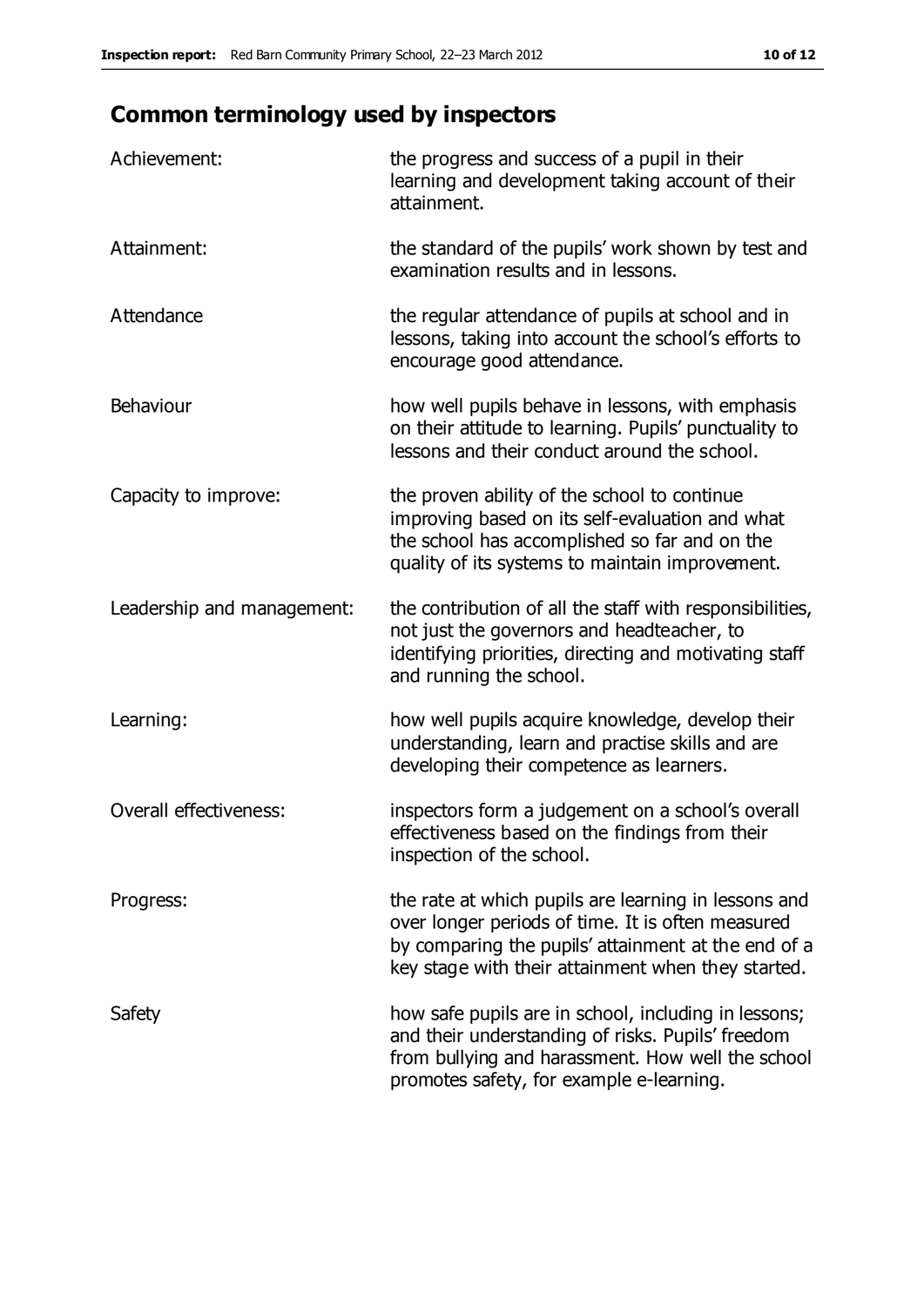## Common terminology used by inspectors

| | |
|---|---|
| Achievement: | the progress and success of a pupil in their learning and development taking account of their attainment. |
| Attainment: | the standard of the pupils' work shown by test and examination results and in lessons. |
| Attendance | the regular attendance of pupils at school and in lessons, taking into account the school's efforts to encourage good attendance. |
| Behaviour | how well pupils behave in lessons, with emphasis on their attitude to learning. Pupils' punctuality to lessons and their conduct around the school. |
| Capacity to improve: | the proven ability of the school to continue improving based on its self-evaluation and what the school has accomplished so far and on the quality of its systems to maintain improvement. |
| Leadership and management: | the contribution of all the staff with responsibilities, not just the governors and headteacher, to identifying priorities, directing and motivating staff and running the school. |
| Learning: | how well pupils acquire knowledge, develop their understanding, learn and practise skills and are developing their competence as learners. |
| Overall effectiveness: | inspectors form a judgement on a school's overall effectiveness based on the findings from their inspection of the school. |
| Progress: | the rate at which pupils are learning in lessons and over longer periods of time. It is often measured by comparing the pupils' attainment at the end of a key stage with their attainment when they started. |
| Safety | how safe pupils are in school, including in lessons; and their understanding of risks. Pupils' freedom from bullying and harassment. How well the school promotes safety, for example e-learning. |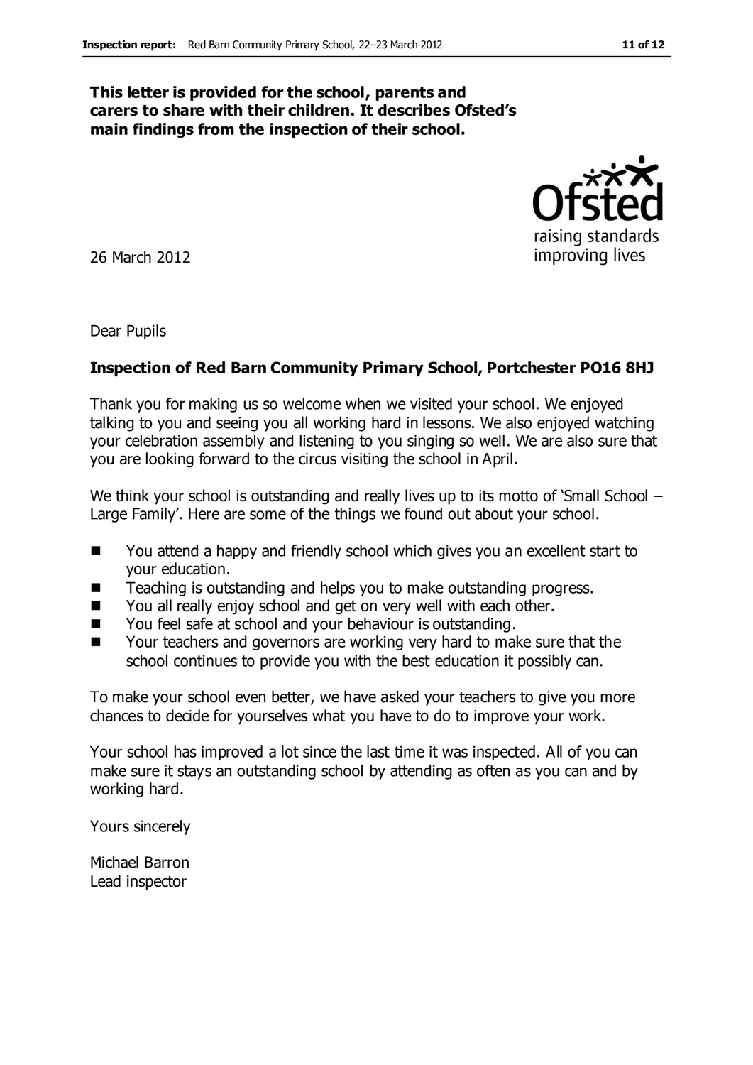**This letter is provided for the school, parents and carers to share with their children. It describes Ofsted's main findings from the inspection of their school.**

26 March 2012

Dear Pupils

**Inspection of Red Barn Community Primary School, Portchester PO16 8HJ**

Thank you for making us so welcome when we visited your school. We enjoyed talking to you and seeing you all working hard in lessons. We also enjoyed watching your celebration assembly and listening to you singing so well. We are also sure that you are looking forward to the circus visiting the school in April.

We think your school is outstanding and really lives up to its motto of 'Small School – Large Family'. Here are some of the things we found out about your school.

- You attend a happy and friendly school which gives you an excellent start to your education.
- Teaching is outstanding and helps you to make outstanding progress.
- You all really enjoy school and get on very well with each other.
- You feel safe at school and your behaviour is outstanding.
- Your teachers and governors are working very hard to make sure that the school continues to provide you with the best education it possibly can.

To make your school even better, we have asked your teachers to give you more chances to decide for yourselves what you have to do to improve your work.

Your school has improved a lot since the last time it was inspected. All of you can make sure it stays an outstanding school by attending as often as you can and by working hard.

Yours sincerely

Michael Barron
Lead inspector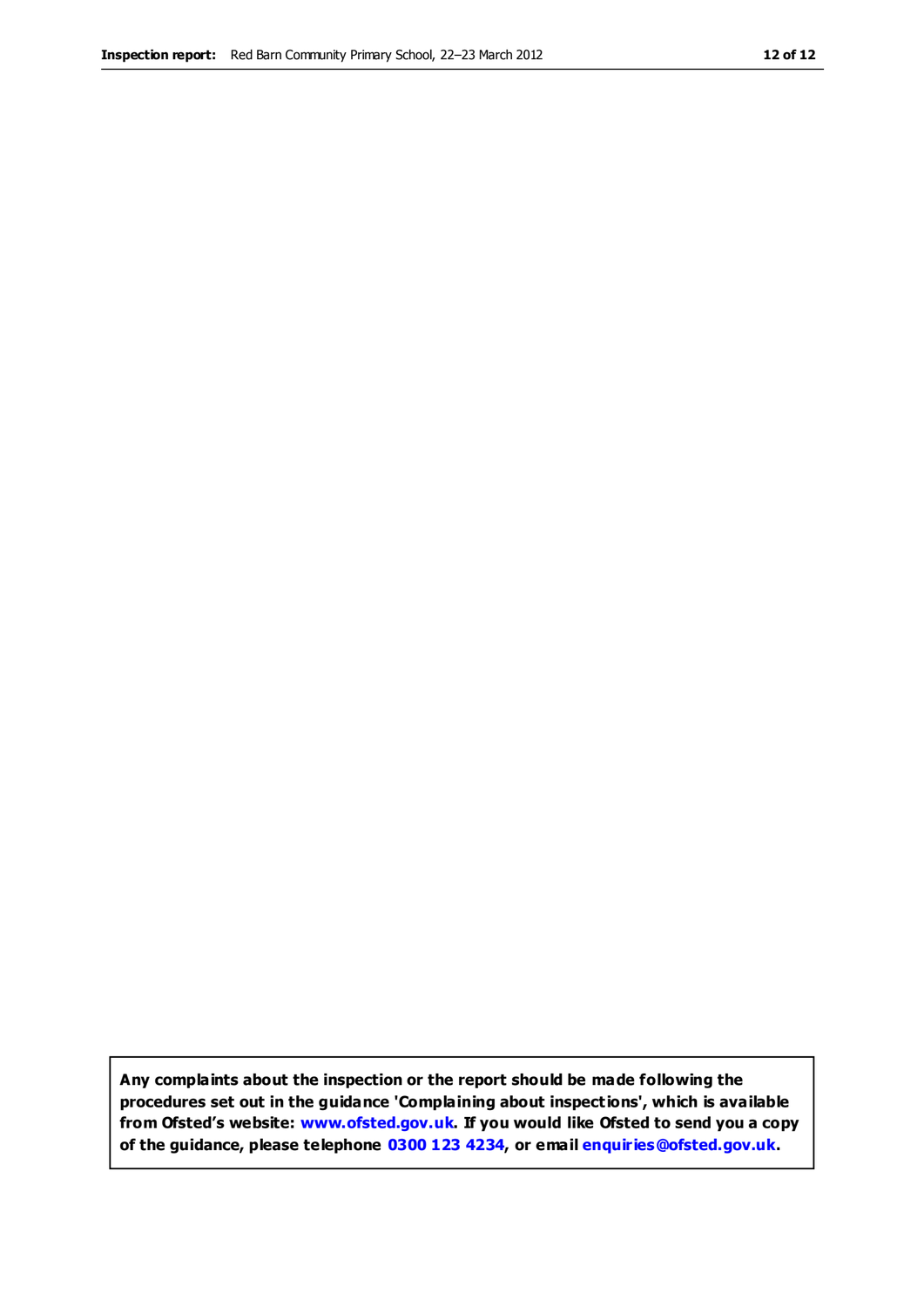**Any complaints about the inspection or the report should be made following the procedures set out in the guidance 'Complaining about inspections', which is available from Ofsted's website: www.ofsted.gov.uk. If you would like Ofsted to send you a copy of the guidance, please telephone 0300 123 4234, or email enquiries@ofsted.gov.uk.**